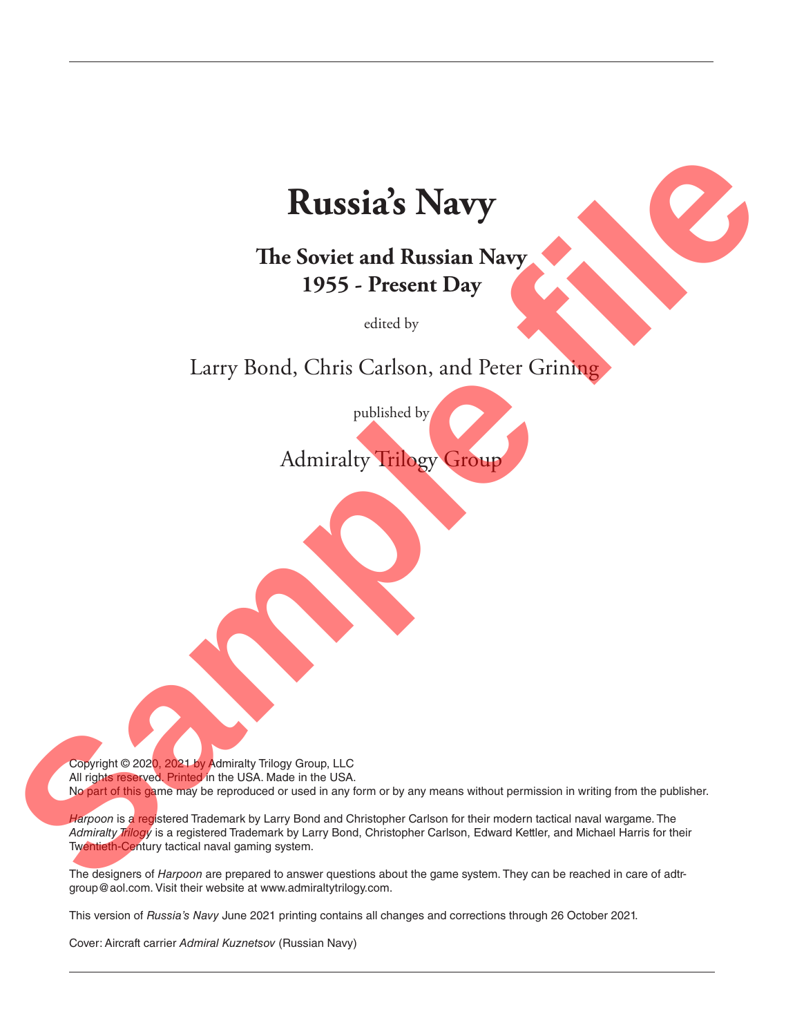# Russia's Navy

## The Soviet and Russian Navy
## 1955 - Present Day

edited by

Larry Bond, Chris Carlson, and Peter Grining

published by

Admiralty Trilogy Group

Copyright © 2020, 2021 by Admiralty Trilogy Group, LLC
All rights reserved. Printed in the USA. Made in the USA.
No part of this game may be reproduced or used in any form or by any means without permission in writing from the publisher.

*Harpoon* is a registered Trademark by Larry Bond and Christopher Carlson for their modern tactical naval wargame. The *Admiralty Trilogy* is a registered Trademark by Larry Bond, Christopher Carlson, Edward Kettler, and Michael Harris for their Twentieth-Century tactical naval gaming system.

The designers of *Harpoon* are prepared to answer questions about the game system. They can be reached in care of adtrgroup@aol.com. Visit their website at www.admiraltytrilogy.com.

This version of *Russia's Navy* June 2021 printing contains all changes and corrections through 26 October 2021.

Cover: Aircraft carrier *Admiral Kuznetsov* (Russian Navy)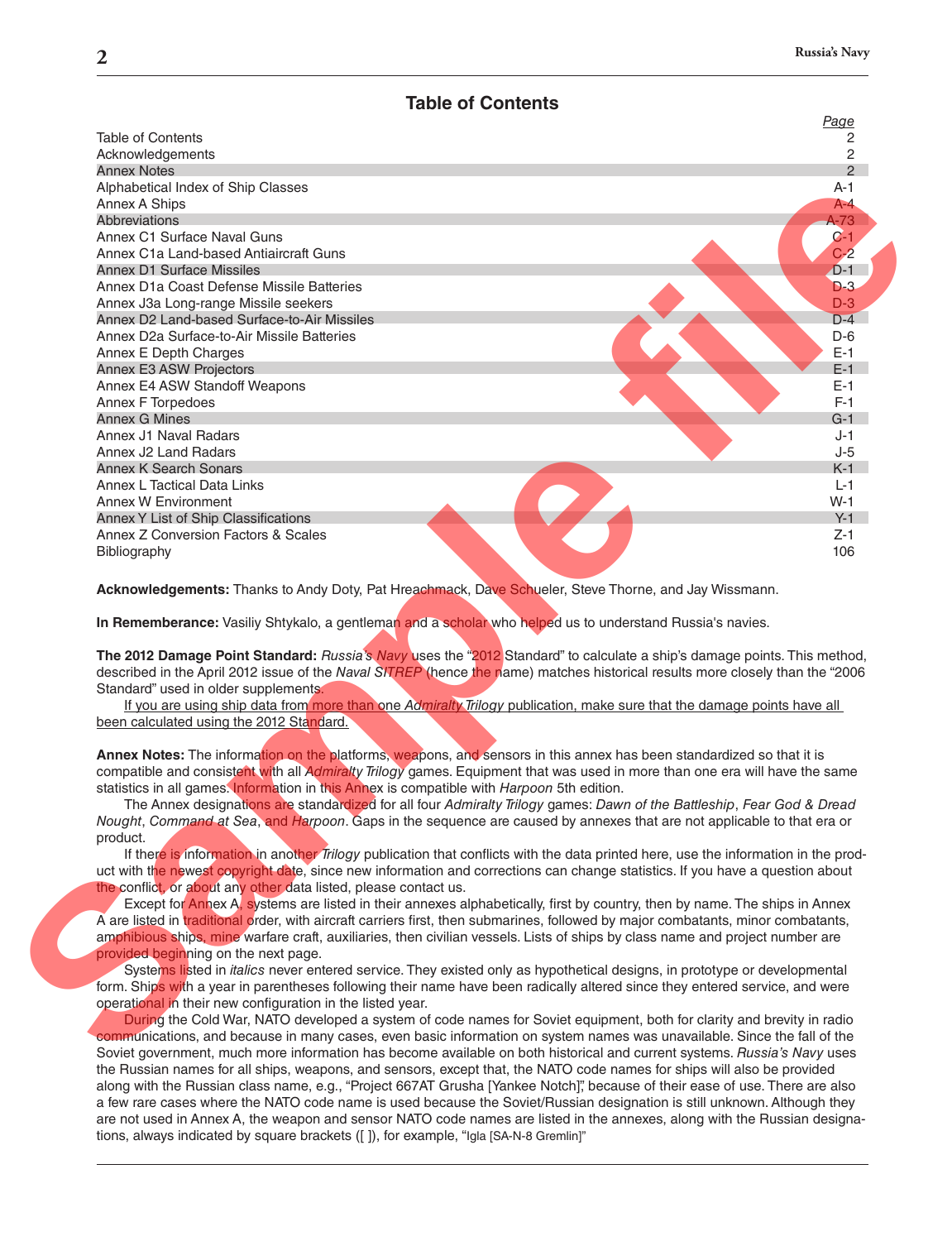# Table of Contents

| | Page |
|---|---|
| Table of Contents | 2 |
| Acknowledgements | 2 |
| Annex Notes | 2 |
| Alphabetical Index of Ship Classes | A-1 |
| Annex A Ships | A-4 |
| Abbreviations | A-73 |
| Annex C1 Surface Naval Guns | C-1 |
| Annex C1a Land-based Antiaircraft Guns | C-2 |
| Annex D1 Surface Missiles | D-1 |
| Annex D1a Coast Defense Missile Batteries | D-3 |
| Annex J3a Long-range Missile seekers | D-3 |
| Annex D2 Land-based Surface-to-Air Missiles | D-4 |
| Annex D2a Surface-to-Air Missile Batteries | D-6 |
| Annex E Depth Charges | E-1 |
| Annex E3 ASW Projectors | E-1 |
| Annex E4 ASW Standoff Weapons | E-1 |
| Annex F Torpedoes | F-1 |
| Annex G Mines | G-1 |
| Annex J1 Naval Radars | J-1 |
| Annex J2 Land Radars | J-5 |
| Annex K Search Sonars | K-1 |
| Annex L Tactical Data Links | L-1 |
| Annex W Environment | W-1 |
| Annex Y List of Ship Classifications | Y-1 |
| Annex Z Conversion Factors & Scales | Z-1 |
| Bibliography | 106 |

**Acknowledgements:** Thanks to Andy Doty, Pat Hreachmack, Dave Schueler, Steve Thorne, and Jay Wissmann.

**In Rememberance:** Vasiliy Shtykalo, a gentleman and a scholar who helped us to understand Russia's navies.

**The 2012 Damage Point Standard:** *Russia's Navy* uses the "2012 Standard" to calculate a ship's damage points. This method, described in the April 2012 issue of the *Naval SITREP* (hence the name) matches historical results more closely than the "2006 Standard" used in older supplements.

<u>If you are using ship data from more than one *Admiralty Trilogy* publication, make sure that the damage points have all been calculated using the 2012 Standard.</u>

**Annex Notes:** The information on the platforms, weapons, and sensors in this annex has been standardized so that it is compatible and consistent with all *Admiralty Trilogy* games. Equipment that was used in more than one era will have the same statistics in all games. Information in this Annex is compatible with *Harpoon* 5th edition.

The Annex designations are standardized for all four *Admiralty Trilogy* games: *Dawn of the Battleship*, *Fear God & Dread Nought*, *Command at Sea*, and *Harpoon*. Gaps in the sequence are caused by annexes that are not applicable to that era or product.

If there is information in another *Trilogy* publication that conflicts with the data printed here, use the information in the product with the newest copyright date, since new information and corrections can change statistics. If you have a question about the conflict, or about any other data listed, please contact us.

Except for Annex A, systems are listed in their annexes alphabetically, first by country, then by name. The ships in Annex A are listed in traditional order, with aircraft carriers first, then submarines, followed by major combatants, minor combatants, amphibious ships, mine warfare craft, auxiliaries, then civilian vessels. Lists of ships by class name and project number are provided beginning on the next page.

Systems listed in *italics* never entered service. They existed only as hypothetical designs, in prototype or developmental form. Ships with a year in parentheses following their name have been radically altered since they entered service, and were operational in their new configuration in the listed year.

During the Cold War, NATO developed a system of code names for Soviet equipment, both for clarity and brevity in radio communications, and because in many cases, even basic information on system names was unavailable. Since the fall of the Soviet government, much more information has become available on both historical and current systems. *Russia's Navy* uses the Russian names for all ships, weapons, and sensors, except that, the NATO code names for ships will also be provided along with the Russian class name, e.g., "Project 667AT Grusha [Yankee Notch]", because of their ease of use. There are also a few rare cases where the NATO code name is used because the Soviet/Russian designation is still unknown. Although they are not used in Annex A, the weapon and sensor NATO code names are listed in the annexes, along with the Russian designations, always indicated by square brackets ([ ]), for example, "Igla [SA-N-8 Gremlin]"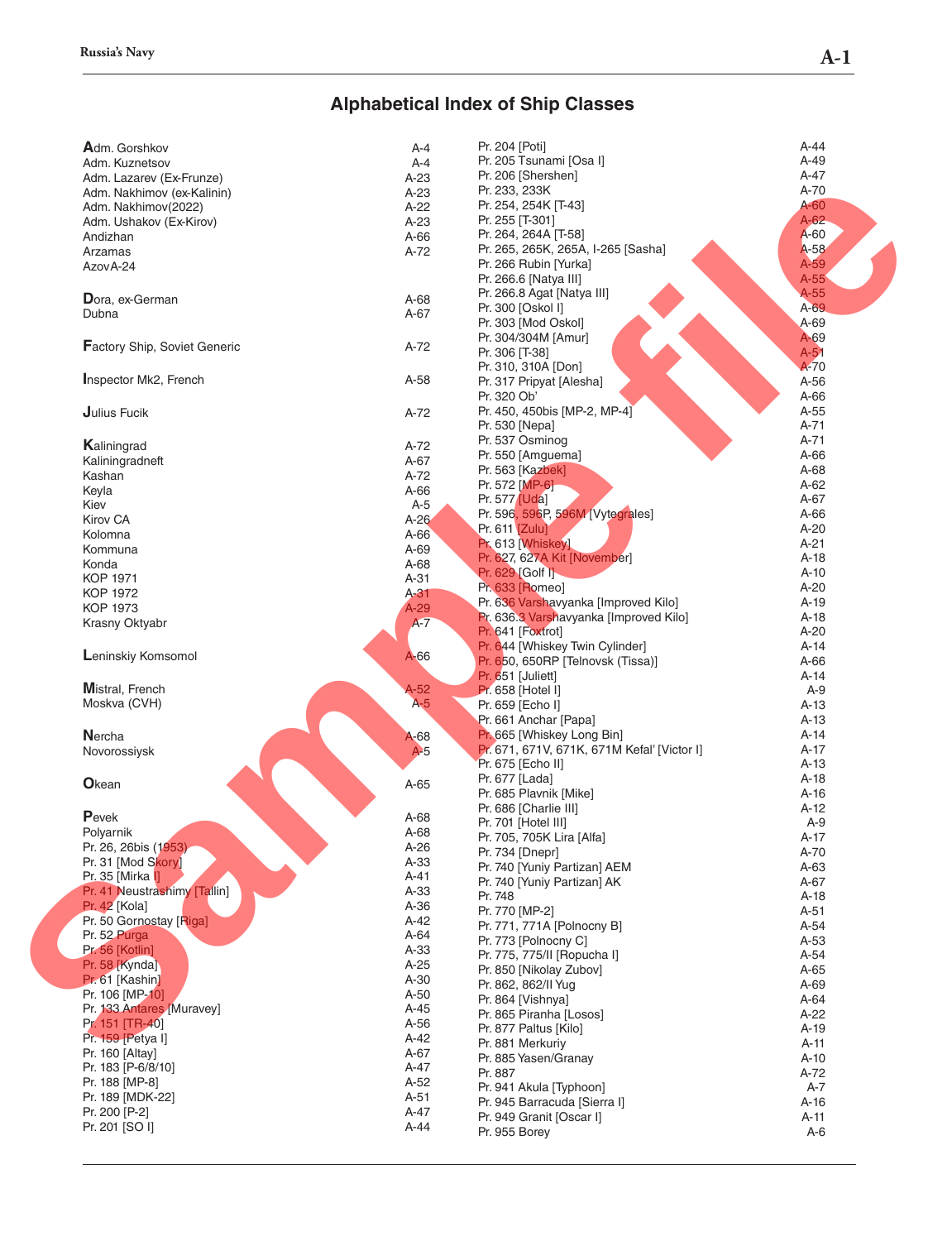# Alphabetical Index of Ship Classes

| Class | Page |
|---|---|
| **A**dm. Gorshkov | A-4 |
| Adm. Kuznetsov | A-4 |
| Adm. Lazarev (Ex-Frunze) | A-23 |
| Adm. Nakhimov (ex-Kalinin) | A-23 |
| Adm. Nakhimov(2022) | A-22 |
| Adm. Ushakov (Ex-Kirov) | A-23 |
| Andizhan | A-66 |
| Arzamas | A-72 |
| AzovA-24 | |
| **D**ora, ex-German | A-68 |
| Dubna | A-67 |
| **F**actory Ship, Soviet Generic | A-72 |
| **I**nspector Mk2, French | A-58 |
| **J**ulius Fucik | A-72 |
| **K**aliningrad | A-72 |
| Kaliningradneft | A-67 |
| Kashan | A-72 |
| Keyla | A-66 |
| Kiev | A-5 |
| Kirov CA | A-26 |
| Kolomna | A-66 |
| Kommuna | A-69 |
| Konda | A-68 |
| KOP 1971 | A-31 |
| KOP 1972 | A-31 |
| KOP 1973 | A-29 |
| Krasny Oktyabr | A-7 |
| **L**eninskiy Komsomol | A-66 |
| **M**istral, French | A-52 |
| Moskva (CVH) | A-5 |
| **N**ercha | A-68 |
| Novorossiysk | A-5 |
| **O**kean | A-65 |
| **P**evek | A-68 |
| Polyarnik | A-68 |
| Pr. 26, 26bis (1953) | A-26 |
| Pr. 31 [Mod Skory] | A-33 |
| Pr. 35 [Mirka I] | A-41 |
| Pr. 41 Neustrashimy [Tallin] | A-33 |
| Pr. 42 [Kola] | A-36 |
| Pr. 50 Gornostay [Riga] | A-42 |
| Pr. 52 Purga | A-64 |
| Pr. 56 [Kotlin] | A-33 |
| Pr. 58 [Kynda] | A-25 |
| Pr. 61 [Kashin] | A-30 |
| Pr. 106 [MP-10] | A-50 |
| Pr. 133 Antares [Muravey] | A-45 |
| Pr. 151 [TR-40] | A-56 |
| Pr. 159 [Petya I] | A-42 |
| Pr. 160 [Altay] | A-67 |
| Pr. 183 [P-6/8/10] | A-47 |
| Pr. 188 [MP-8] | A-52 |
| Pr. 189 [MDK-22] | A-51 |
| Pr. 200 [P-2] | A-47 |
| Pr. 201 [SO I] | A-44 |
| Pr. 204 [Poti] | A-44 |
| Pr. 205 Tsunami [Osa I] | A-49 |
| Pr. 206 [Shershen] | A-47 |
| Pr. 233, 233K | A-70 |
| Pr. 254, 254K [T-43] | A-60 |
| Pr. 255 [T-301] | A-62 |
| Pr. 264, 264A [T-58] | A-60 |
| Pr. 265, 265K, 265A, I-265 [Sasha] | A-58 |
| Pr. 266 Rubin [Yurka] | A-59 |
| Pr. 266.6 [Natya III] | A-55 |
| Pr. 266.8 Agat [Natya III] | A-55 |
| Pr. 300 [Oskol I] | A-69 |
| Pr. 303 [Mod Oskol] | A-69 |
| Pr. 304/304M [Amur] | A-69 |
| Pr. 306 [T-38] | A-51 |
| Pr. 310, 310A [Don] | A-70 |
| Pr. 317 Pripyat [Alesha] | A-56 |
| Pr. 320 Ob' | A-66 |
| Pr. 450, 450bis [MP-2, MP-4] | A-55 |
| Pr. 530 [Nepa] | A-71 |
| Pr. 537 Osminog | A-71 |
| Pr. 550 [Amguema] | A-66 |
| Pr. 563 [Kazbek] | A-68 |
| Pr. 572 [MP-6] | A-62 |
| Pr. 577 [Uda] | A-67 |
| Pr. 596, 596P, 596M [Vytegrales] | A-66 |
| Pr. 611 [Zulu] | A-20 |
| Pr. 613 [Whiskey] | A-21 |
| Pr. 627, 627A Kit [November] | A-18 |
| Pr. 629 [Golf I] | A-10 |
| Pr. 633 [Romeo] | A-20 |
| Pr. 636 Varshavyanka [Improved Kilo] | A-19 |
| Pr. 636.3 Varshavyanka [Improved Kilo] | A-18 |
| Pr. 641 [Foxtrot] | A-20 |
| Pr. 644 [Whiskey Twin Cylinder] | A-14 |
| Pr. 650, 650RP [Telnovsk (Tissa)] | A-66 |
| Pr. 651 [Juliett] | A-14 |
| Pr. 658 [Hotel I] | A-9 |
| Pr. 659 [Echo I] | A-13 |
| Pr. 661 Anchar [Papa] | A-13 |
| Pr. 665 [Whiskey Long Bin] | A-14 |
| Pr. 671, 671V, 671K, 671M Kefal' [Victor I] | A-17 |
| Pr. 675 [Echo II] | A-13 |
| Pr. 677 [Lada] | A-18 |
| Pr. 685 Plavnik [Mike] | A-16 |
| Pr. 686 [Charlie III] | A-12 |
| Pr. 701 [Hotel III] | A-9 |
| Pr. 705, 705K Lira [Alfa] | A-17 |
| Pr. 734 [Dnepr] | A-70 |
| Pr. 740 [Yuniy Partizan] AEM | A-63 |
| Pr. 740 [Yuniy Partizan] AK | A-67 |
| Pr. 748 | A-18 |
| Pr. 770 [MP-2] | A-51 |
| Pr. 771, 771A [Polnocny B] | A-54 |
| Pr. 773 [Polnocny C] | A-53 |
| Pr. 775, 775/II [Ropucha I] | A-54 |
| Pr. 850 [Nikolay Zubov] | A-65 |
| Pr. 862, 862/II Yug | A-69 |
| Pr. 864 [Vishnya] | A-64 |
| Pr. 865 Piranha [Losos] | A-22 |
| Pr. 877 Paltus [Kilo] | A-19 |
| Pr. 881 Merkuriy | A-11 |
| Pr. 885 Yasen/Granay | A-10 |
| Pr. 887 | A-72 |
| Pr. 941 Akula [Typhoon] | A-7 |
| Pr. 945 Barracuda [Sierra I] | A-16 |
| Pr. 949 Granit [Oscar I] | A-11 |
| Pr. 955 Borey | A-6 |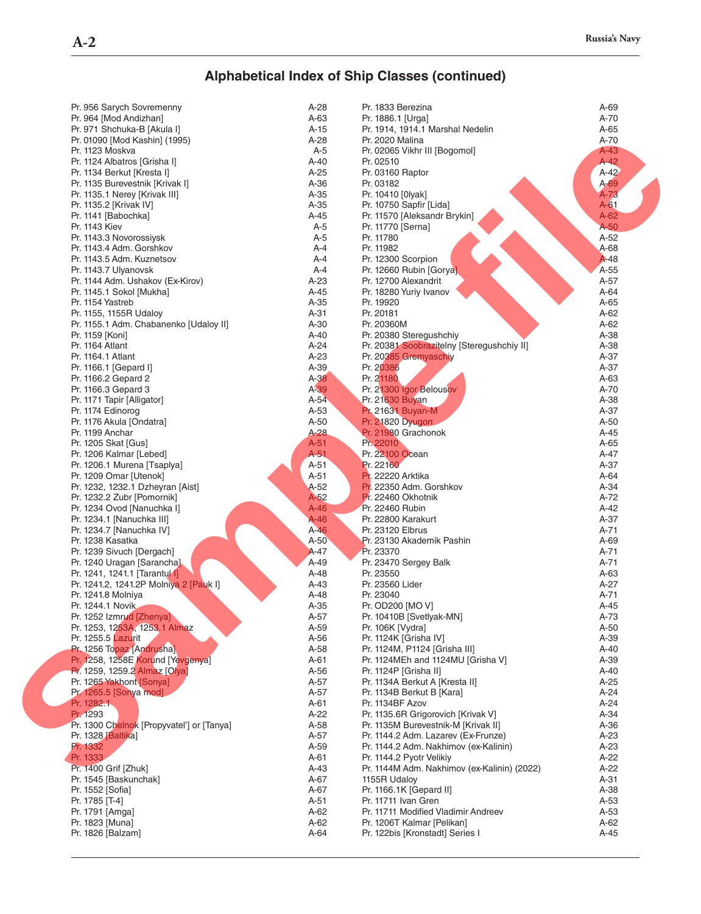# Alphabetical Index of Ship Classes (continued)

| Class | Page |
|---|---|
| Pr. 956 Sarych Sovremenny | A-28 |
| Pr. 964 [Mod Andizhan] | A-63 |
| Pr. 971 Shchuka-B [Akula I] | A-15 |
| Pr. 01090 [Mod Kashin] (1995) | A-28 |
| Pr. 1123 Moskva | A-5 |
| Pr. 1124 Albatros [Grisha I] | A-40 |
| Pr. 1134 Berkut [Kresta I] | A-25 |
| Pr. 1135 Burevestnik [Krivak I] | A-36 |
| Pr. 1135.1 Nerey [Krivak III] | A-35 |
| Pr. 1135.2 [Krivak IV] | A-35 |
| Pr. 1141 [Babochka] | A-45 |
| Pr. 1143 Kiev | A-5 |
| Pr. 1143.3 Novorossiysk | A-5 |
| Pr. 1143.4 Adm. Gorshkov | A-4 |
| Pr. 1143.5 Adm. Kuznetsov | A-4 |
| Pr. 1143.7 Ulyanovsk | A-4 |
| Pr. 1144 Adm. Ushakov (Ex-Kirov) | A-23 |
| Pr. 1145.1 Sokol [Mukha] | A-45 |
| Pr. 1154 Yastreb | A-35 |
| Pr. 1155, 1155R Udaloy | A-31 |
| Pr. 1155.1 Adm. Chabanenko [Udaloy II] | A-30 |
| Pr. 1159 [Koni] | A-40 |
| Pr. 1164 Atlant | A-24 |
| Pr. 1164.1 Atlant | A-23 |
| Pr. 1166.1 [Gepard I] | A-39 |
| Pr. 1166.2 Gepard 2 | A-38 |
| Pr. 1166.3 Gepard 3 | A-39 |
| Pr. 1171 Tapir [Alligator] | A-54 |
| Pr. 1174 Edinorog | A-53 |
| Pr. 1176 Akula [Ondatra] | A-50 |
| Pr. 1199 Anchar | A-28 |
| Pr. 1205 Skat [Gus] | A-51 |
| Pr. 1206 Kalmar [Lebed] | A-51 |
| Pr. 1206.1 Murena [Tsaplya] | A-51 |
| Pr. 1209 Omar [Utenok] | A-51 |
| Pr. 1232, 1232.1 Dzheyran [Aist] | A-52 |
| Pr. 1232.2 Zubr [Pomornik] | A-52 |
| Pr. 1234 Ovod [Nanuchka I] | A-46 |
| Pr. 1234.1 [Nanuchka III] | A-46 |
| Pr. 1234.7 [Nanuchka IV] | A-46 |
| Pr. 1238 Kasatka | A-50 |
| Pr. 1239 Sivuch [Dergach] | A-47 |
| Pr. 1240 Uragan [Sarancha] | A-49 |
| Pr. 1241, 1241.1 [Tarantul I] | A-48 |
| Pr. 1241.2, 1241.2P Molniya 2 [Pauk I] | A-43 |
| Pr. 1241.8 Molniya | A-48 |
| Pr. 1244.1 Novik | A-35 |
| Pr. 1252 Izmrud [Zhenya] | A-57 |
| Pr. 1253, 1253A, 1253.1 Almaz | A-59 |
| Pr. 1255.5 Lazurit | A-56 |
| Pr. 1256 Topaz [Andrusha] | A-58 |
| Pr. 1258, 1258E Korund [Yevgenya] | A-61 |
| Pr. 1259, 1259.2 Almaz [Olya] | A-56 |
| Pr. 1265 Yakhont [Sonya] | A-57 |
| Pr. 1265.5 [Sonya mod] | A-57 |
| Pr. 1282.1 | A-61 |
| Pr. 1293 | A-22 |
| Pr. 1300 Chelnok [Propyvatel'] or [Tanya] | A-58 |
| Pr. 1328 [Baltika] | A-57 |
| Pr. 1332 | A-59 |
| Pr. 1333 | A-61 |
| Pr. 1400 Grif [Zhuk] | A-43 |
| Pr. 1545 [Baskunchak] | A-67 |
| Pr. 1552 [Sofia] | A-67 |
| Pr. 1785 [T-4] | A-51 |
| Pr. 1791 [Amga] | A-62 |
| Pr. 1823 [Muna] | A-62 |
| Pr. 1826 [Balzam] | A-64 |
| Pr. 1833 Berezina | A-69 |
| Pr. 1886.1 [Urga] | A-70 |
| Pr. 1914, 1914.1 Marshal Nedelin | A-65 |
| Pr. 2020 Malina | A-70 |
| Pr. 02065 Vikhr III [Bogomol] | A-43 |
| Pr. 02510 | A-42 |
| Pr. 03160 Raptor | A-42 |
| Pr. 03182 | A-69 |
| Pr. 10410 [Olyak] | A-73 |
| Pr. 10750 Sapfir [Lida] | A-61 |
| Pr. 11570 [Aleksandr Brykin] | A-62 |
| Pr. 11770 [Serna] | A-50 |
| Pr. 11780 | A-52 |
| Pr. 11982 | A-68 |
| Pr. 12300 Scorpion | A-48 |
| Pr. 12660 Rubin [Gorya] | A-55 |
| Pr. 12700 Alexandrit | A-57 |
| Pr. 18280 Yuriy Ivanov | A-64 |
| Pr. 19920 | A-65 |
| Pr. 20181 | A-62 |
| Pr. 20360M | A-62 |
| Pr. 20380 Steregushchiy | A-38 |
| Pr. 20381 Soobrazitelny [Steregushchiy II] | A-38 |
| Pr. 20385 Gremyaschiy | A-37 |
| Pr. 20386 | A-37 |
| Pr. 21180 | A-63 |
| Pr. 21300 Igor Belousov | A-70 |
| Pr. 21630 Buyan | A-38 |
| Pr. 21631 Buyan-M | A-37 |
| Pr. 21820 Dyugon | A-50 |
| Pr. 21980 Grachonok | A-45 |
| Pr. 22010 | A-65 |
| Pr. 22100 Ocean | A-47 |
| Pr. 22160 | A-37 |
| Pr. 22220 Arktika | A-64 |
| Pr. 22350 Adm. Gorshkov | A-34 |
| Pr. 22460 Okhotnik | A-72 |
| Pr. 22460 Rubin | A-42 |
| Pr. 22800 Karakurt | A-37 |
| Pr. 23120 Elbrus | A-71 |
| Pr. 23130 Akademik Pashin | A-69 |
| Pr. 23370 | A-71 |
| Pr. 23470 Sergey Balk | A-71 |
| Pr. 23550 | A-63 |
| Pr. 23560 Lider | A-27 |
| Pr. 23040 | A-71 |
| Pr. OD200 [MO V] | A-45 |
| Pr. 10410B [Svetlyak-MN] | A-73 |
| Pr. 106K [Vydra] | A-50 |
| Pr. 1124K [Grisha IV] | A-39 |
| Pr. 1124M, P1124 [Grisha III] | A-40 |
| Pr. 1124MEh and 1124MU [Grisha V] | A-39 |
| Pr. 1124P [Grisha II] | A-40 |
| Pr. 1134A Berkut A [Kresta II] | A-25 |
| Pr. 1134B Berkut B [Kara] | A-24 |
| Pr. 1134BF Azov | A-24 |
| Pr. 1135.6R Grigorovich [Krivak V] | A-34 |
| Pr. 1135M Burevestnik-M [Krivak II] | A-36 |
| Pr. 1144.2 Adm. Lazarev (Ex-Frunze) | A-23 |
| Pr. 1144.2 Adm. Nakhimov (ex-Kalinin) | A-23 |
| Pr. 1144.2 Pyotr Velikiy | A-22 |
| Pr. 1144M Adm. Nakhimov (ex-Kalinin) (2022) | A-22 |
| 1155R Udaloy | A-31 |
| Pr. 1166.1K [Gepard II] | A-38 |
| Pr. 11711 Ivan Gren | A-53 |
| Pr. 11711 Modified Vladimir Andreev | A-53 |
| Pr. 1206T Kalmar [Pelikan] | A-62 |
| Pr. 122bis [Kronstadt] Series I | A-45 |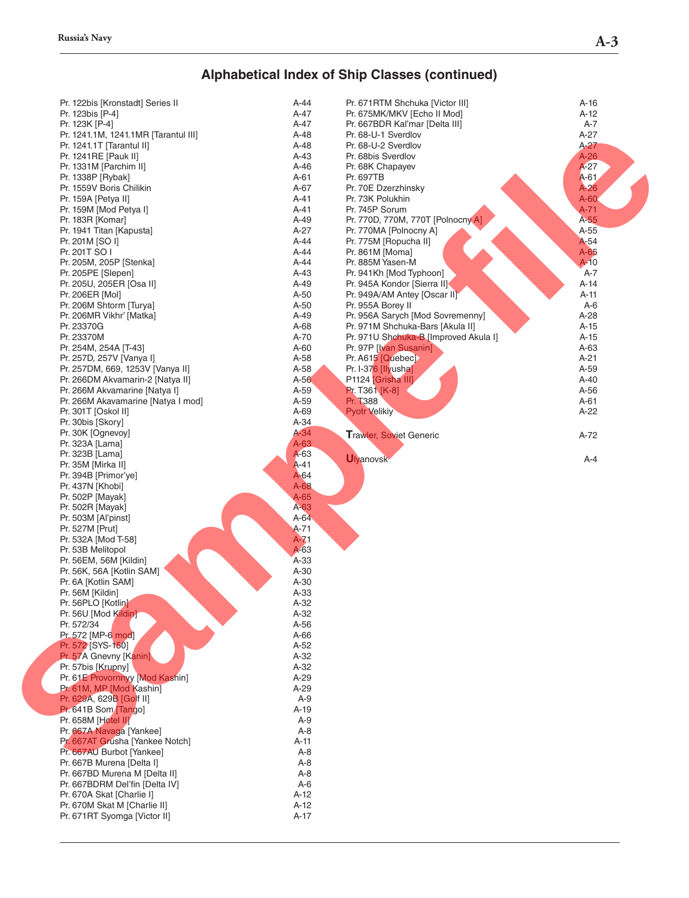## Alphabetical Index of Ship Classes (continued)

| Ship Class | Page |
|---|---|
| Pr. 122bis [Kronstadt] Series II | A-44 |
| Pr. 123bis [P-4] | A-47 |
| Pr. 123K [P-4] | A-47 |
| Pr. 1241.1M, 1241.1MR [Tarantul III] | A-48 |
| Pr. 1241.1T [Tarantul II] | A-48 |
| Pr. 1241RE [Pauk II] | A-43 |
| Pr. 1331M [Parchim II] | A-46 |
| Pr. 1338P [Rybak] | A-61 |
| Pr. 1559V Boris Chilikin | A-67 |
| Pr. 159A [Petya II] | A-41 |
| Pr. 159M [Mod Petya I] | A-41 |
| Pr. 183R [Komar] | A-49 |
| Pr. 1941 Titan [Kapusta] | A-27 |
| Pr. 201M [SO I] | A-44 |
| Pr. 201T SO I | A-44 |
| Pr. 205M, 205P [Stenka] | A-44 |
| Pr. 205PE [Slepen] | A-43 |
| Pr. 205U, 205ER [Osa II] | A-49 |
| Pr. 206ER [Mol] | A-50 |
| Pr. 206M Shtorm [Turya] | A-50 |
| Pr. 206MR Vikhr' [Matka] | A-49 |
| Pr. 23370G | A-68 |
| Pr. 23370M | A-70 |
| Pr. 254M, 254A [T-43] | A-60 |
| Pr. 257D, 257V [Vanya I] | A-58 |
| Pr. 257DM, 669, 1253V [Vanya II] | A-58 |
| Pr. 266DM Akvamarin-2 [Natya II] | A-56 |
| Pr. 266M Akvamarine [Natya I] | A-59 |
| Pr. 266M Akavamarine [Natya I mod] | A-59 |
| Pr. 301T [Oskol II] | A-69 |
| Pr. 30bis [Skory] | A-34 |
| Pr. 30K [Ognevoy] | A-34 |
| Pr. 323A [Lama] | A-63 |
| Pr. 323B [Lama] | A-63 |
| Pr. 35M [Mirka II] | A-41 |
| Pr. 394B [Primor'ye] | A-64 |
| Pr. 437N [Khobi] | A-68 |
| Pr. 502P [Mayak] | A-65 |
| Pr. 502R [Mayak] | A-63 |
| Pr. 503M [Al'pinst] | A-64 |
| Pr. 527M [Prut] | A-71 |
| Pr. 532A [Mod T-58] | A-71 |
| Pr. 53B Melitopol | A-63 |
| Pr. 56EM, 56M [Kildin] | A-33 |
| Pr. 56K, 56A [Kotlin SAM] | A-30 |
| Pr. 6A [Kotlin SAM] | A-30 |
| Pr. 56M [Kildin] | A-33 |
| Pr. 56PLO [Kotlin] | A-32 |
| Pr. 56U [Mod Kildin] | A-32 |
| Pr. 572/34 | A-56 |
| Pr. 572 [MP-6 mod] | A-66 |
| Pr. 572 [SYS-150] | A-52 |
| Pr. 57A Gnevny [Kanin] | A-32 |
| Pr. 57bis [Krupny] | A-32 |
| Pr. 61E Provornnyy [Mod Kashin] | A-29 |
| Pr. 61M, MP [Mod Kashin] | A-29 |
| Pr. 629A, 629B [Golf II] | A-9 |
| Pr. 641B Som [Tango] | A-19 |
| Pr. 658M [Hotel II] | A-9 |
| Pr. 667A Navaga [Yankee] | A-8 |
| Pr. 667AT Grusha [Yankee Notch] | A-11 |
| Pr. 667AU Burbot [Yankee] | A-8 |
| Pr. 667B Murena [Delta I] | A-8 |
| Pr. 667BD Murena M [Delta II] | A-8 |
| Pr. 667BDRM Del'fin [Delta IV] | A-6 |
| Pr. 670A Skat [Charlie I] | A-12 |
| Pr. 670M Skat M [Charlie II] | A-12 |
| Pr. 671RT Syomga [Victor II] | A-17 |
| Pr. 671RTM Shchuka [Victor III] | A-16 |
| Pr. 675MK/MKV [Echo II Mod] | A-12 |
| Pr. 667BDR Kal'mar [Delta III] | A-7 |
| Pr. 68-U-1 Sverdlov | A-27 |
| Pr. 68-U-2 Sverdlov | A-27 |
| Pr. 68bis Sverdlov | A-26 |
| Pr. 68K Chapayev | A-27 |
| Pr. 697TB | A-61 |
| Pr. 70E Dzerzhinsky | A-26 |
| Pr. 73K Polukhin | A-60 |
| Pr. 745P Sorum | A-71 |
| Pr. 770D, 770M, 770T [Polnocny A] | A-55 |
| Pr. 770MA [Polnocny A] | A-55 |
| Pr. 775M [Ropucha II] | A-54 |
| Pr. 861M [Moma] | A-65 |
| Pr. 885M Yasen-M | A-10 |
| Pr. 941Kh [Mod Typhoon] | A-7 |
| Pr. 945A Kondor [Sierra II] | A-14 |
| Pr. 949A/AM Antey [Oscar II] | A-11 |
| Pr. 955A Borey II | A-6 |
| Pr. 956A Sarych [Mod Sovremenny] | A-28 |
| Pr. 971M Shchuka-Bars [Akula II] | A-15 |
| Pr. 971U Shchuka-B [Improved Akula I] | A-15 |
| Pr. 97P [Ivan Susanin] | A-63 |
| Pr. A615 [Quebec] | A-21 |
| Pr. I-376 [Ilyusha] | A-59 |
| P1124 [Grisha III] | A-40 |
| Pr. T361 [K-8] | A-56 |
| Pr. T388 | A-61 |
| Pyotr Velikiy | A-22 |
| **T**rawler, Soviet Generic | A-72 |
| **U**lyanovsk | A-4 |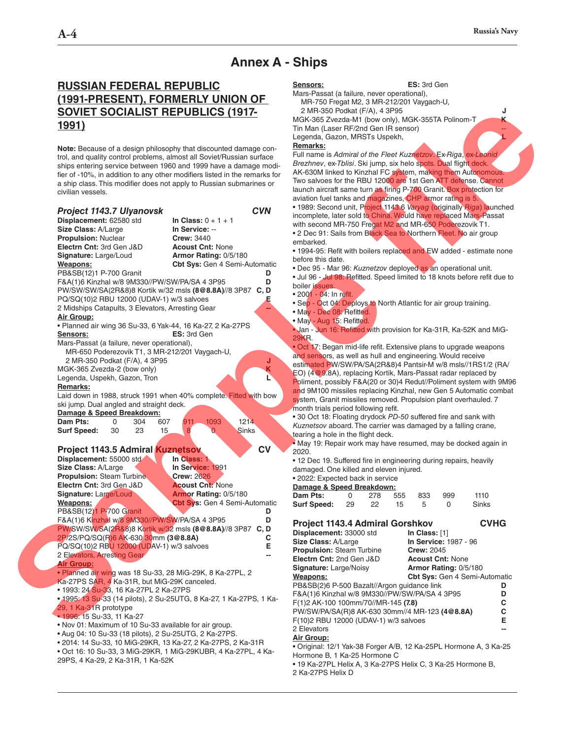# Annex A - Ships

## RUSSIAN FEDERAL REPUBLIC (1991-PRESENT), FORMERLY UNION OF SOVIET SOCIALIST REPUBLICS (1917-1991)

**Note:** Because of a design philosophy that discounted damage control, and quality control problems, almost all Soviet/Russian surface ships entering service between 1960 and 1999 have a damage modifier of -10%, in addition to any other modifiers listed in the remarks for a ship class. This modifier does not apply to Russian submarines or civilian vessels.

### *Project 1143.7 Ulyanovsk* — CVN

**Displacement:** 62580 std — **In Class:** 0 + 1 + 1
**Size Class:** A/Large — **In Service:** --
**Propulsion:** Nuclear — **Crew:** 3440
**Electrn Cnt:** 3rd Gen J&D — **Acoust Cnt:** None
**Signature:** Large/Loud — **Armor Rating:** 0/5/180
**Weapons:** — **Cbt Sys:** Gen 4 Semi-Automatic

| | |
|---|---|
| PB&SB(12)1 P-700 Granit | D |
| F&A(1)6 Kinzhal w/8 9M330//PW/SW/PA/SA 4 3P95 | D |
| PW/SW/SW/SA(2R&8)8 Kortik w/32 msls **(8@8.8A)**//8 3P87 | C, D |
| PQ/SQ(10)2 RBU 12000 (UDAV-1) w/3 salvoes | E |
| 2 Midships Catapults, 3 Elevators, Arresting Gear | -- |

**Air Group:**
- Planned air wing 36 Su-33, 6 Yak-44, 16 Ka-27, 2 Ka-27PS

**Sensors:** — **ES:** 3rd Gen

| | |
|---|---|
| Mars-Passat (a failure, never operational), MR-650 Poderezovik T1, 3 MR-212/201 Vaygach-U, 2 MR-350 Podkat (F/A), 4 3P95 | J |
| MGK-365 Zvezda-2 (bow only) | K |
| Legenda, Uspekh, Gazon, Tron | L |

**Remarks:**
Laid down in 1988, struck 1991 when 40% complete. Fitted with bow ski jump. Dual angled and straight deck.

**Damage & Speed Breakdown:**

| Dam Pts: | 0 | 304 | 607 | 911 | 1093 | 1214 |
|---|---|---|---|---|---|---|
| Surf Speed: | 30 | 23 | 15 | 8 | 0 | Sinks |

### Project 1143.5 Admiral Kuznetsov — CV

**Displacement:** 55000 std — **In Class:** 1
**Size Class:** A/Large — **In Service:** 1991
**Propulsion:** Steam Turbine — **Crew:** 2626
**Electrn Cnt:** 3rd Gen J&D — **Acoust Cnt:** None
**Signature:** Large/Loud — **Armor Rating:** 0/5/180
**Weapons:** — **Cbt Sys:** Gen 4 Semi-Automatic

| | |
|---|---|
| PB&SB(12)1 P-700 Granit | D |
| F&A(1)6 Kinzhal w/8 9M330//PW/SW/PA/SA 4 3P95 | D |
| PW/SW/SW/SA(2R&8)8 Kortik w/32 msls **(8@8.8A)**//8 3P87 | C, D |
| 2P/2S/PQ/SQ(R)6 AK-630 30mm **(3@8.8A)** | C |
| PQ/SQ(10)2 RBU 12000 (UDAV-1) w/3 salvoes | E |
| 2 Elevators, Arresting Gear | -- |

**Air Group:**
- Planned air wing was 18 Su-33, 28 MiG-29K, 8 Ka-27PL, 2 Ka-27PS SAR, 4 Ka-31R, but MiG-29K canceled.
- 1993: 24 Su-33, 16 Ka-27PL 2 Ka-27PS
- 1995: 13 Su-33 (14 pilots), 2 Su-25UTG, 8 Ka-27, 1 Ka-27PS, 1 Ka-29, 1 Ka-31R prototype
- 1996: 15 Su-33, 11 Ka-27
- Nov 01: Maximum of 10 Su-33 available for air group.
- Aug 04: 10 Su-33 (18 pilots), 2 Su-25UTG, 2 Ka-27PS.
- 2014: 14 Su-33, 10 MiG-29KR, 13 Ka-27, 2 Ka-27PS, 2 Ka-31R
- Oct 16: 10 Su-33, 3 MiG-29KR, 1 MiG-29KUBR, 4 Ka-27PL, 4 Ka-29PS, 4 Ka-29, 2 Ka-31R, 1 Ka-52K

**Sensors:** — **ES:** 3rd Gen

| | |
|---|---|
| Mars-Passat (a failure, never operational), MR-750 Fregat M2, 3 MR-212/201 Vaygach-U, 2 MR-350 Podkat (F/A), 4 3P95 | J |
| MGK-365 Zvezda-M1 (bow only), MGK-355TA Polinom-T | K |
| Tin Man (Laser RF/2nd Gen IR sensor) | -- |
| Legenda, Gazon, MRSTs Uspekh, | L |

**Remarks:**
Full name is *Admiral of the Fleet Kuznetsov*. Ex-*Riga*, ex-*Leonid Brezhnev*, ex-*Tblisi*. Ski jump, six helo spots. Dual flight deck. AK-630M linked to Kinzhal FC system, making them Autonomous. Two salvoes for the RBU 12000 are 1st Gen ATT defense. Cannot launch aircraft same turn as firing P-700 Granit. Box protection for aviation fuel tanks and magazines, CHP armor rating is 5.

- 1989: Second unit, Project 1143.6 *Varyag* (originally *Riga*) launched incomplete, later sold to China. Would have replaced Mars-Passat with second MR-750 Fregat M2 and MR-650 Poderezovik T1.
- 2 Dec 91: Sails from Black Sea to Northern Fleet. No air group embarked.
- 1994-95: Refit with boilers replaced and EW added - estimate none before this date.
- Dec 95 - Mar 96: *Kuznetsov* deployed as an operational unit.
- Jul 96 - Jul 98: Refitted. Speed limited to 18 knots before refit due to boiler issues.
- 2001 - 04: In refit.
- Sep - Oct 04: Deploys to North Atlantic for air group training.
- May - Dec 08: Refitted.
- May - Aug 15: Refitted.
- Jan - Jun 16: Refitted with provision for Ka-31R, Ka-52K and MiG-29KR.
- Oct 17: Began mid-life refit. Extensive plans to upgrade weapons and sensors, as well as hull and engineering. Would receive estimated PW/SW/PA/SA(2R&8)4 Pantsir-M w/8 msls//1RS1/2 (RA/EO) (4@9.8A), replacing Kortik, Mars-Passat radar replaced by Poliment, possibly F&A(20 or 30)4 Redut//Poliment system with 9M96 and 9M100 missiles replacing Kinzhal, new Gen 5 Automatic combat system, Granit missiles removed. Propulsion plant overhauled. 7 month trials period following refit.
- 30 Oct 18: Floating drydock *PD-50* suffered fire and sank with *Kuznetsov* aboard. The carrier was damaged by a falling crane, tearing a hole in the flight deck.
- May 19: Repair work may have resumed, may be docked again in 2020.
- 12 Dec 19. Suffered fire in engineering during repairs, heavily damaged. One killed and eleven injured.
- 2022: Expected back in service

**Damage & Speed Breakdown:**

| Dam Pts: | 0 | 278 | 555 | 833 | 999 | 1110 |
|---|---|---|---|---|---|---|
| Surf Speed: | 29 | 22 | 15 | 5 | 0 | Sinks |

### Project 1143.4 Admiral Gorshkov — CVHG

**Displacement:** 33000 std — **In Class:** [1]
**Size Class:** A/Large — **In Service:** 1987 - 96
**Propulsion:** Steam Turbine — **Crew:** 2045
**Electrn Cnt:** 2nd Gen J&D — **Acoust Cnt:** None
**Signature:** Large/Noisy — **Armor Rating:** 0/5/180
**Weapons:** — **Cbt Sys:** Gen 4 Semi-Automatic

| | |
|---|---|
| PB&SB(2)6 P-500 Bazalt//Argon guidance link | D |
| F&A(1)6 Kinzhal w/8 9M330//PW/SW/PA/SA 4 3P95 | D |
| F(1)2 AK-100 100mm/70//MR-145 **(7.8)** | C |
| PW/SW/PA/SA(R)8 AK-630 30mm//4 MR-123 **(4@8.8A)** | C |
| F(10)2 RBU 12000 (UDAV-1) w/3 salvoes | E |
| 2 Elevators | -- |

**Air Group:**
- Original: 12/1 Yak-38 Forger A/B, 12 Ka-25PL Hormone A, 3 Ka-25 Hormone B, 1 Ka-25 Hormone C
- 19 Ka-27PL Helix A, 3 Ka-27PS Helix C, 3 Ka-25 Hormone B, 2 Ka-27PS Helix D